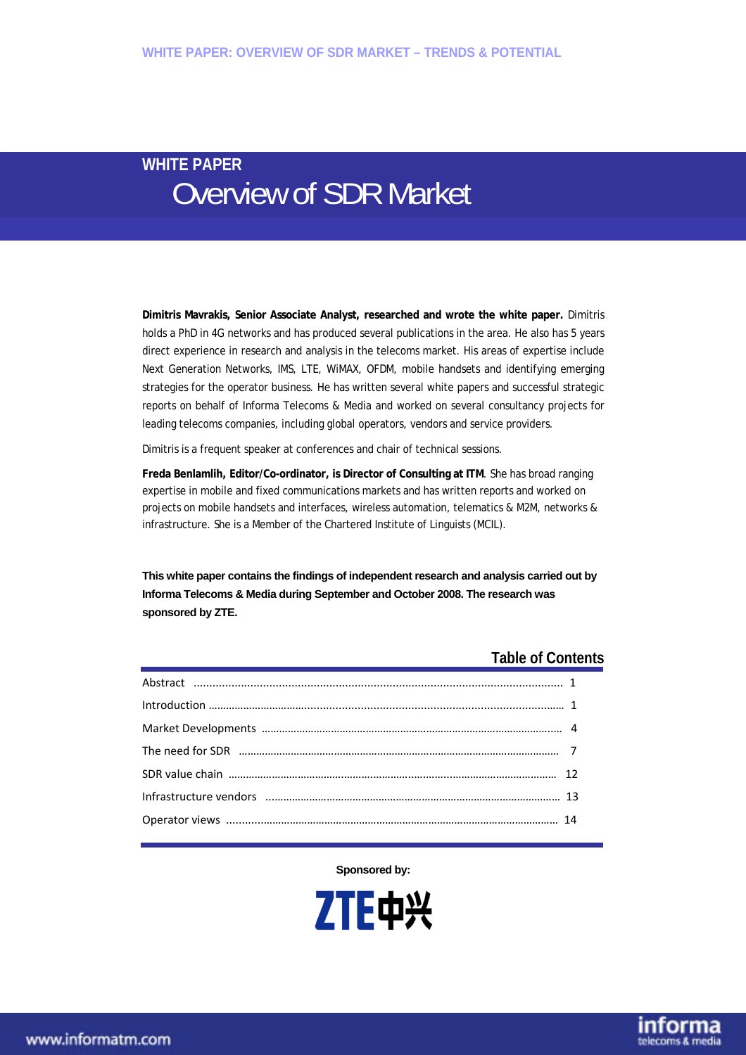# WHITE PAPER
## Overview of SDR Market

**Dimitris Mavrakis, Senior Associate Analyst, researched and wrote the white paper.** Dimitris holds a PhD in 4G networks and has produced several publications in the area. He also has 5 years direct experience in research and analysis in the telecoms market. His areas of expertise include Next Generation Networks, IMS, LTE, WiMAX, OFDM, mobile handsets and identifying emerging strategies for the operator business. He has written several white papers and successful strategic reports on behalf of Informa Telecoms & Media and worked on several consultancy projects for leading telecoms companies, including global operators, vendors and service providers.

Dimitris is a frequent speaker at conferences and chair of technical sessions.

**Freda Benlamlih, Editor/Co-ordinator, is Director of Consulting at ITM**. She has broad ranging expertise in mobile and fixed communications markets and has written reports and worked on projects on mobile handsets and interfaces, wireless automation, telematics & M2M, networks & infrastructure. She is a Member of the Chartered Institute of Linguists (MCIL).

**This white paper contains the findings of independent research and analysis carried out by Informa Telecoms & Media during September and October 2008. The research was sponsored by ZTE.**

## Table of Contents

| | |
|---|---|
| Abstract | 1 |
| Introduction | 1 |
| Market Developments | 4 |
| The need for SDR | 7 |
| SDR value chain | 12 |
| Infrastructure vendors | 13 |
| Operator views | 14 |

**Sponsored by:**

ZTE中兴

www.informatm.com

informa telecoms & media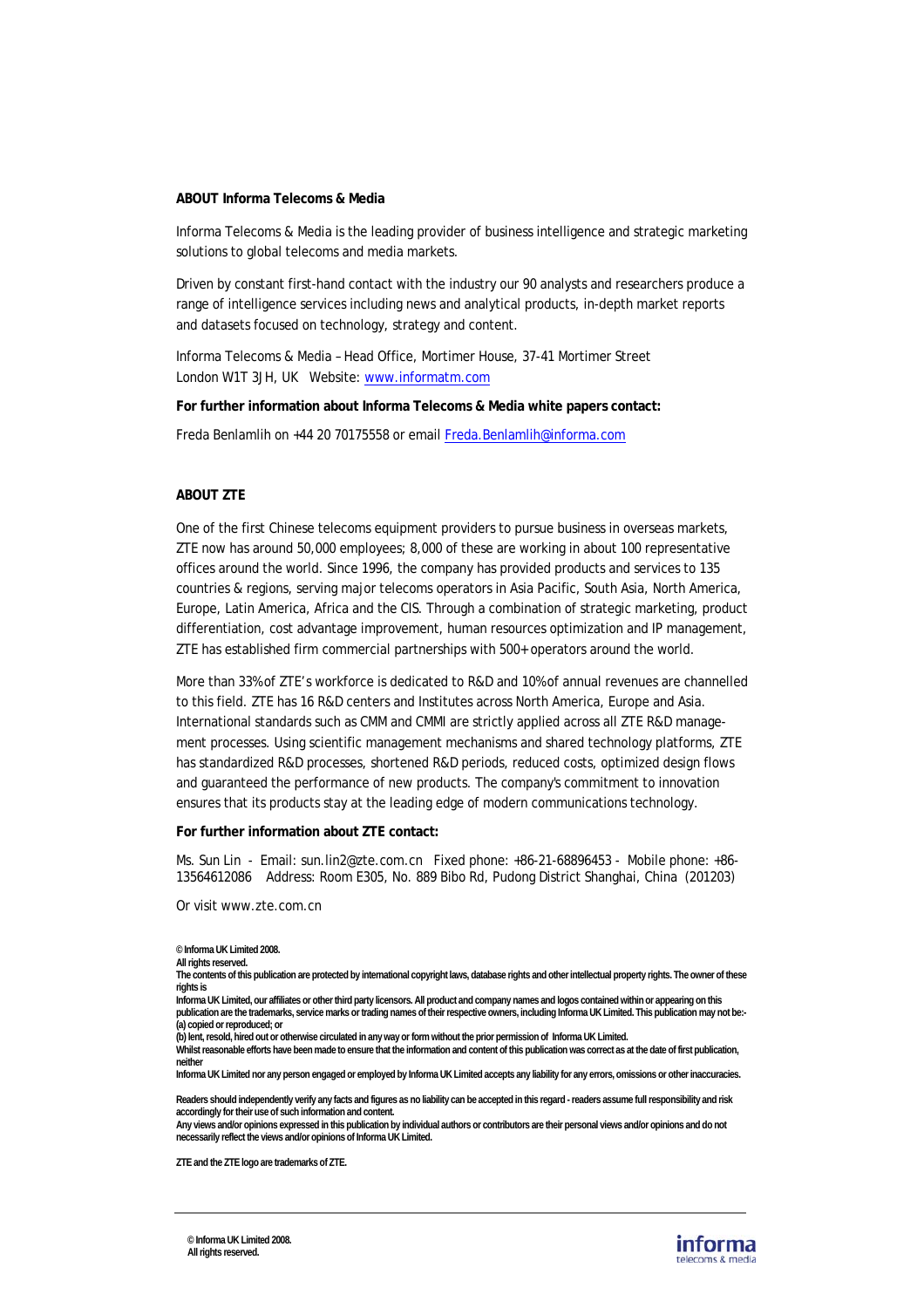**ABOUT Informa Telecoms & Media**

Informa Telecoms & Media is the leading provider of business intelligence and strategic marketing solutions to global telecoms and media markets.

Driven by constant first-hand contact with the industry our 90 analysts and researchers produce a range of intelligence services including news and analytical products, in-depth market reports and datasets focused on technology, strategy and content.

Informa Telecoms & Media – Head Office, Mortimer House, 37-41 Mortimer Street
London W1T 3JH, UK Website: www.informatm.com

**For further information about Informa Telecoms & Media white papers contact:**

Freda Benlamlih on +44 20 70175558 or email Freda.Benlamlih@informa.com

**ABOUT ZTE**

One of the first Chinese telecoms equipment providers to pursue business in overseas markets, ZTE now has around 50,000 employees; 8,000 of these are working in about 100 representative offices around the world. Since 1996, the company has provided products and services to 135 countries & regions, serving major telecoms operators in Asia Pacific, South Asia, North America, Europe, Latin America, Africa and the CIS. Through a combination of strategic marketing, product differentiation, cost advantage improvement, human resources optimization and IP management, ZTE has established firm commercial partnerships with 500+ operators around the world.

More than 33% of ZTE's workforce is dedicated to R&D and 10% of annual revenues are channelled to this field. ZTE has 16 R&D centers and Institutes across North America, Europe and Asia. International standards such as CMM and CMMI are strictly applied across all ZTE R&D management processes. Using scientific management mechanisms and shared technology platforms, ZTE has standardized R&D processes, shortened R&D periods, reduced costs, optimized design flows and guaranteed the performance of new products. The company's commitment to innovation ensures that its products stay at the leading edge of modern communications technology.

**For further information about ZTE contact:**

Ms. Sun Lin - Email: sun.lin2@zte.com.cn Fixed phone: +86-21-68896453 - Mobile phone: +86-13564612086 Address: Room E305, No. 889 Bibo Rd, Pudong District Shanghai, China (201203)

Or visit www.zte.com.cn

**© Informa UK Limited 2008.**
**All rights reserved.**
**The contents of this publication are protected by international copyright laws, database rights and other intellectual property rights. The owner of these rights is**
**Informa UK Limited, our affiliates or other third party licensors. All product and company names and logos contained within or appearing on this publication are the trademarks, service marks or trading names of their respective owners, including Informa UK Limited. This publication may not be:-**
**(a) copied or reproduced; or**
**(b) lent, resold, hired out or otherwise circulated in any way or form without the prior permission of Informa UK Limited.**
**Whilst reasonable efforts have been made to ensure that the information and content of this publication was correct as at the date of first publication, neither**
**Informa UK Limited nor any person engaged or employed by Informa UK Limited accepts any liability for any errors, omissions or other inaccuracies.**

**Readers should independently verify any facts and figures as no liability can be accepted in this regard - readers assume full responsibility and risk accordingly for their use of such information and content.**
**Any views and/or opinions expressed in this publication by individual authors or contributors are their personal views and/or opinions and do not necessarily reflect the views and/or opinions of Informa UK Limited.**

**ZTE and the ZTE logo are trademarks of ZTE.**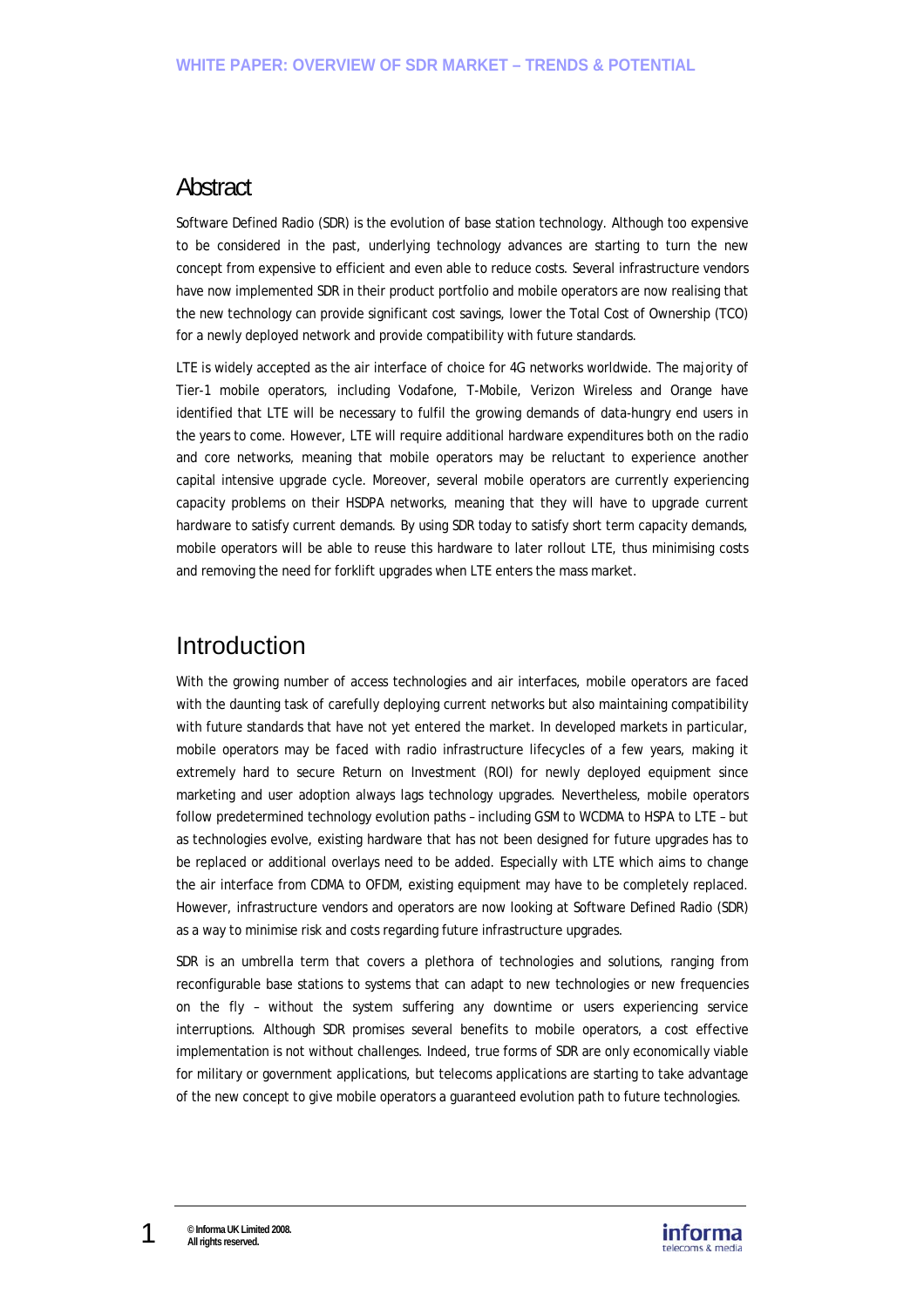## Abstract

Software Defined Radio (SDR) is the evolution of base station technology. Although too expensive to be considered in the past, underlying technology advances are starting to turn the new concept from expensive to efficient and even able to reduce costs. Several infrastructure vendors have now implemented SDR in their product portfolio and mobile operators are now realising that the new technology can provide significant cost savings, lower the Total Cost of Ownership (TCO) for a newly deployed network and provide compatibility with future standards.

LTE is widely accepted as the air interface of choice for 4G networks worldwide. The majority of Tier-1 mobile operators, including Vodafone, T-Mobile, Verizon Wireless and Orange have identified that LTE will be necessary to fulfil the growing demands of data-hungry end users in the years to come. However, LTE will require additional hardware expenditures both on the radio and core networks, meaning that mobile operators may be reluctant to experience another capital intensive upgrade cycle. Moreover, several mobile operators are currently experiencing capacity problems on their HSDPA networks, meaning that they will have to upgrade current hardware to satisfy current demands. By using SDR today to satisfy short term capacity demands, mobile operators will be able to reuse this hardware to later rollout LTE, thus minimising costs and removing the need for forklift upgrades when LTE enters the mass market.

## Introduction

With the growing number of access technologies and air interfaces, mobile operators are faced with the daunting task of carefully deploying current networks but also maintaining compatibility with future standards that have not yet entered the market. In developed markets in particular, mobile operators may be faced with radio infrastructure lifecycles of a few years, making it extremely hard to secure Return on Investment (ROI) for newly deployed equipment since marketing and user adoption always lags technology upgrades. Nevertheless, mobile operators follow predetermined technology evolution paths – including GSM to WCDMA to HSPA to LTE – but as technologies evolve, existing hardware that has not been designed for future upgrades has to be replaced or additional overlays need to be added. Especially with LTE which aims to change the air interface from CDMA to OFDM, existing equipment may have to be completely replaced. However, infrastructure vendors and operators are now looking at Software Defined Radio (SDR) as a way to minimise risk and costs regarding future infrastructure upgrades.

SDR is an umbrella term that covers a plethora of technologies and solutions, ranging from reconfigurable base stations to systems that can adapt to new technologies or new frequencies on the fly – without the system suffering any downtime or users experiencing service interruptions. Although SDR promises several benefits to mobile operators, a cost effective implementation is not without challenges. Indeed, true forms of SDR are only economically viable for military or government applications, but telecoms applications are starting to take advantage of the new concept to give mobile operators a guaranteed evolution path to future technologies.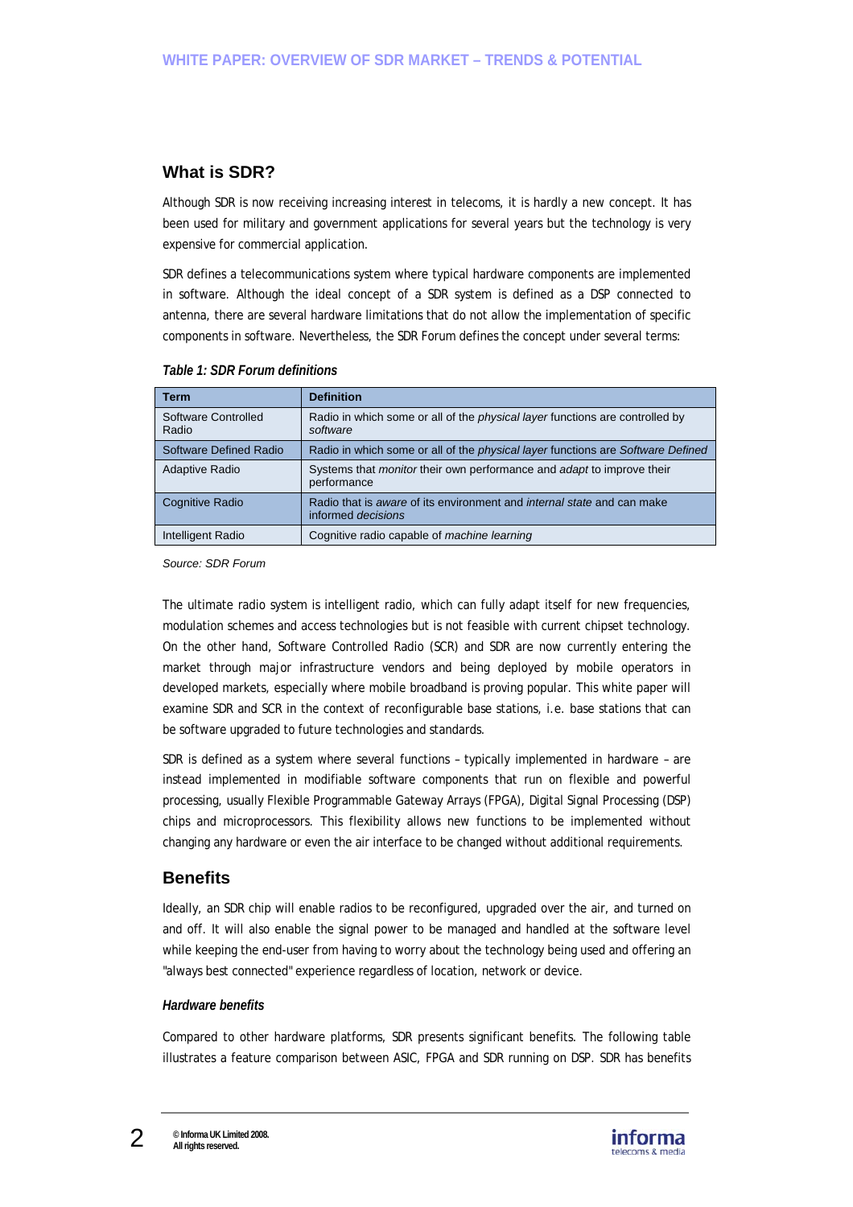## What is SDR?

Although SDR is now receiving increasing interest in telecoms, it is hardly a new concept. It has been used for military and government applications for several years but the technology is very expensive for commercial application.

SDR defines a telecommunications system where typical hardware components are implemented in software. Although the ideal concept of a SDR system is defined as a DSP connected to antenna, there are several hardware limitations that do not allow the implementation of specific components in software. Nevertheless, the SDR Forum defines the concept under several terms:

***Table 1: SDR Forum definitions***

| Term | Definition |
|---|---|
| Software Controlled Radio | Radio in which some or all of the *physical layer* functions are controlled by *software* |
| Software Defined Radio | Radio in which some or all of the *physical layer* functions are *Software Defined* |
| Adaptive Radio | Systems that *monitor* their own performance and *adapt* to improve their performance |
| Cognitive Radio | Radio that is *aware* of its environment and *internal state* and can make informed *decisions* |
| Intelligent Radio | Cognitive radio capable of *machine learning* |

*Source: SDR Forum*

The ultimate radio system is intelligent radio, which can fully adapt itself for new frequencies, modulation schemes and access technologies but is not feasible with current chipset technology. On the other hand, Software Controlled Radio (SCR) and SDR are now currently entering the market through major infrastructure vendors and being deployed by mobile operators in developed markets, especially where mobile broadband is proving popular. This white paper will examine SDR and SCR in the context of reconfigurable base stations, i.e. base stations that can be software upgraded to future technologies and standards.

SDR is defined as a system where several functions – typically implemented in hardware – are instead implemented in modifiable software components that run on flexible and powerful processing, usually Flexible Programmable Gateway Arrays (FPGA), Digital Signal Processing (DSP) chips and microprocessors. This flexibility allows new functions to be implemented without changing any hardware or even the air interface to be changed without additional requirements.

## Benefits

Ideally, an SDR chip will enable radios to be reconfigured, upgraded over the air, and turned on and off. It will also enable the signal power to be managed and handled at the software level while keeping the end-user from having to worry about the technology being used and offering an "always best connected" experience regardless of location, network or device.

### *Hardware benefits*

Compared to other hardware platforms, SDR presents significant benefits. The following table illustrates a feature comparison between ASIC, FPGA and SDR running on DSP. SDR has benefits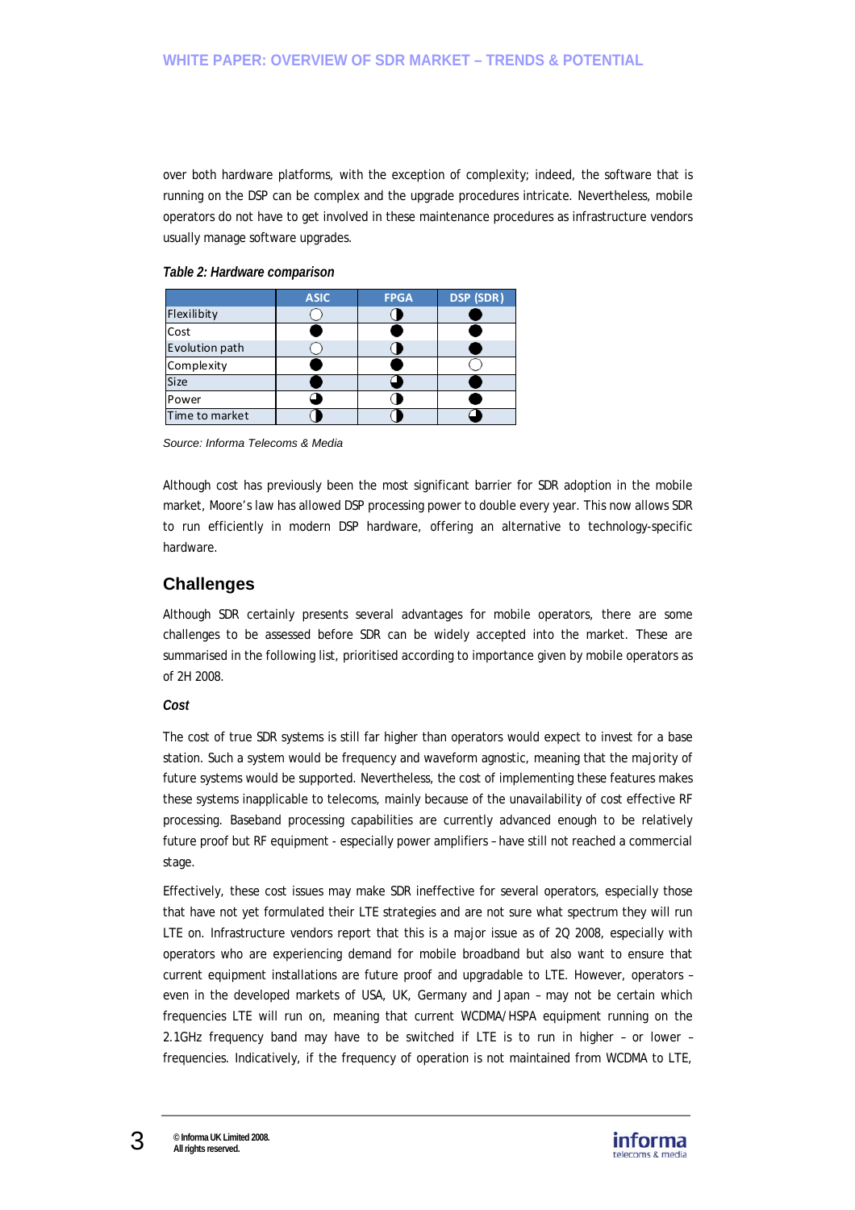over both hardware platforms, with the exception of complexity; indeed, the software that is running on the DSP can be complex and the upgrade procedures intricate. Nevertheless, mobile operators do not have to get involved in these maintenance procedures as infrastructure vendors usually manage software upgrades.

***Table 2: Hardware comparison***

| | ASIC | FPGA | DSP (SDR) |
|---|---|---|---|
| Flexilibity | ○ | ◑ | ● |
| Cost | ● | ● | ● |
| Evolution path | ○ | ◑ | ● |
| Complexity | ● | ● | ○ |
| Size | ● | ◕ | ● |
| Power | ◕ | ◑ | ● |
| Time to market | ◑ | ◑ | ◕ |

*Source: Informa Telecoms & Media*

Although cost has previously been the most significant barrier for SDR adoption in the mobile market, Moore's law has allowed DSP processing power to double every year. This now allows SDR to run efficiently in modern DSP hardware, offering an alternative to technology-specific hardware.

## Challenges

Although SDR certainly presents several advantages for mobile operators, there are some challenges to be assessed before SDR can be widely accepted into the market. These are summarised in the following list, prioritised according to importance given by mobile operators as of 2H 2008.

***Cost***

The cost of true SDR systems is still far higher than operators would expect to invest for a base station. Such a system would be frequency and waveform agnostic, meaning that the majority of future systems would be supported. Nevertheless, the cost of implementing these features makes these systems inapplicable to telecoms, mainly because of the unavailability of cost effective RF processing. Baseband processing capabilities are currently advanced enough to be relatively future proof but RF equipment - especially power amplifiers – have still not reached a commercial stage.

Effectively, these cost issues may make SDR ineffective for several operators, especially those that have not yet formulated their LTE strategies and are not sure what spectrum they will run LTE on. Infrastructure vendors report that this is a major issue as of 2Q 2008, especially with operators who are experiencing demand for mobile broadband but also want to ensure that current equipment installations are future proof and upgradable to LTE. However, operators – even in the developed markets of USA, UK, Germany and Japan – may not be certain which frequencies LTE will run on, meaning that current WCDMA/HSPA equipment running on the 2.1GHz frequency band may have to be switched if LTE is to run in higher – or lower – frequencies. Indicatively, if the frequency of operation is not maintained from WCDMA to LTE,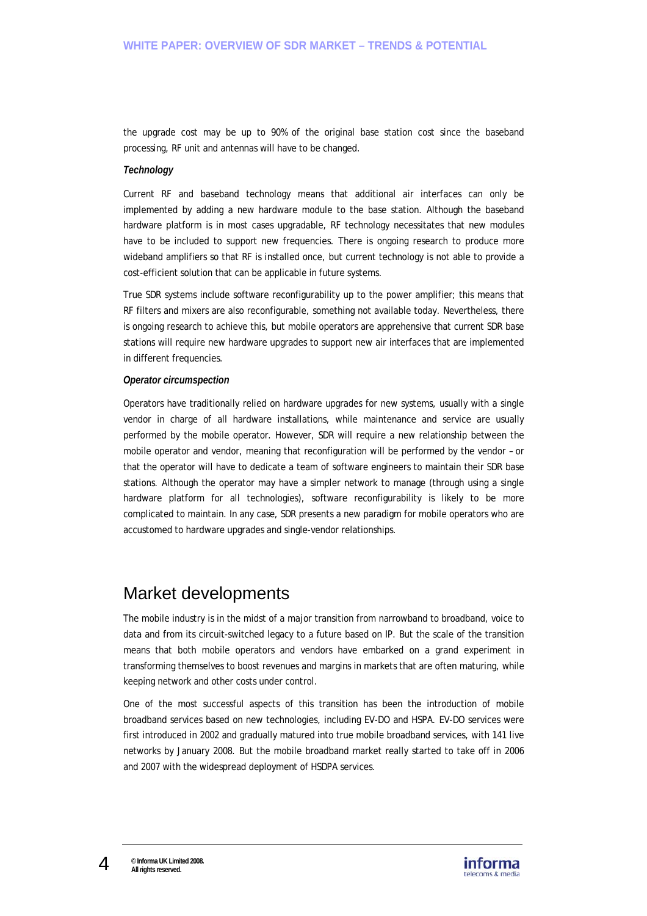the upgrade cost may be up to 90% of the original base station cost since the baseband processing, RF unit and antennas will have to be changed.

***Technology***

Current RF and baseband technology means that additional air interfaces can only be implemented by adding a new hardware module to the base station. Although the baseband hardware platform is in most cases upgradable, RF technology necessitates that new modules have to be included to support new frequencies. There is ongoing research to produce more wideband amplifiers so that RF is installed once, but current technology is not able to provide a cost-efficient solution that can be applicable in future systems.

True SDR systems include software reconfigurability up to the power amplifier; this means that RF filters and mixers are also reconfigurable, something not available today. Nevertheless, there is ongoing research to achieve this, but mobile operators are apprehensive that current SDR base stations will require new hardware upgrades to support new air interfaces that are implemented in different frequencies.

***Operator circumspection***

Operators have traditionally relied on hardware upgrades for new systems, usually with a single vendor in charge of all hardware installations, while maintenance and service are usually performed by the mobile operator. However, SDR will require a new relationship between the mobile operator and vendor, meaning that reconfiguration will be performed by the vendor – or that the operator will have to dedicate a team of software engineers to maintain their SDR base stations. Although the operator may have a simpler network to manage (through using a single hardware platform for all technologies), software reconfigurability is likely to be more complicated to maintain. In any case, SDR presents a new paradigm for mobile operators who are accustomed to hardware upgrades and single-vendor relationships.

## Market developments

The mobile industry is in the midst of a major transition from narrowband to broadband, voice to data and from its circuit-switched legacy to a future based on IP. But the scale of the transition means that both mobile operators and vendors have embarked on a grand experiment in transforming themselves to boost revenues and margins in markets that are often maturing, while keeping network and other costs under control.

One of the most successful aspects of this transition has been the introduction of mobile broadband services based on new technologies, including EV-DO and HSPA. EV-DO services were first introduced in 2002 and gradually matured into true mobile broadband services, with 141 live networks by January 2008. But the mobile broadband market really started to take off in 2006 and 2007 with the widespread deployment of HSDPA services.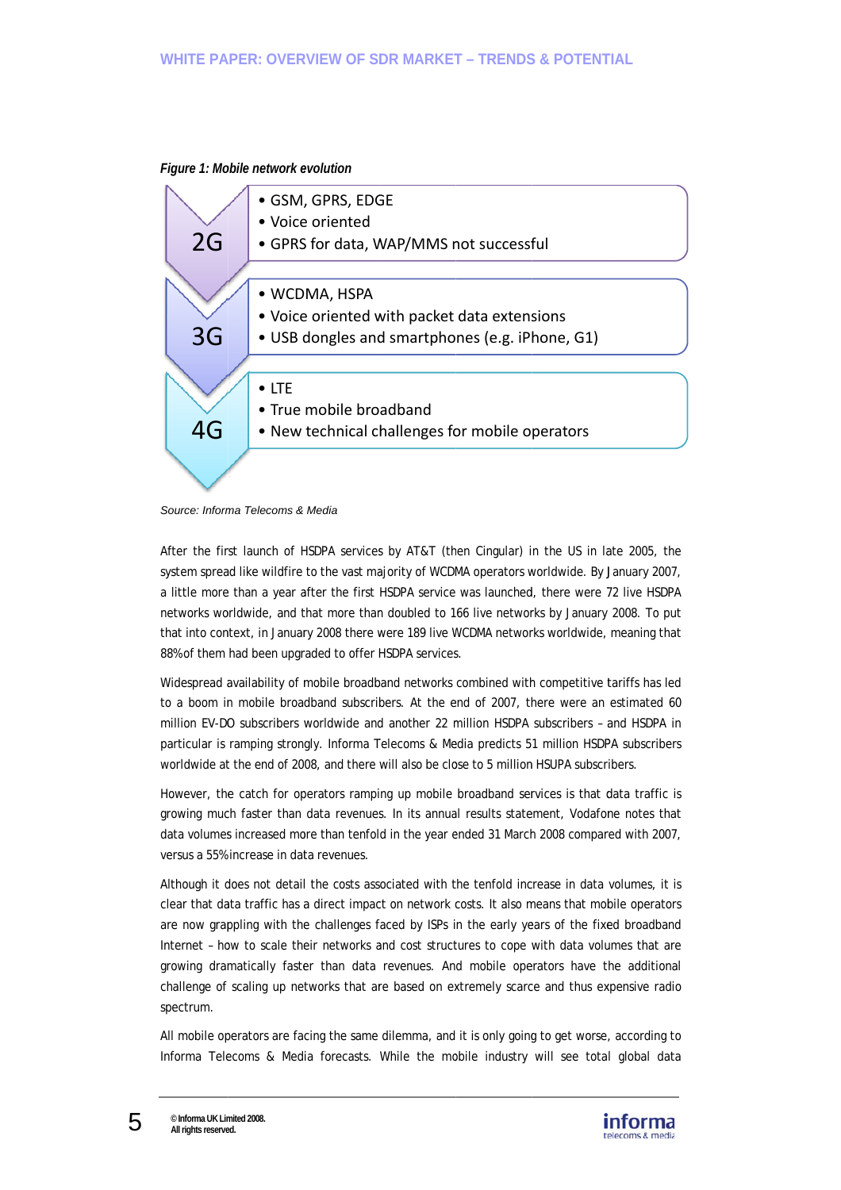*Figure 1: Mobile network evolution*

| | |
|---|---|
| 2G | • GSM, GPRS, EDGE<br>• Voice oriented<br>• GPRS for data, WAP/MMS not successful |
| 3G | • WCDMA, HSPA<br>• Voice oriented with packet data extensions<br>• USB dongles and smartphones (e.g. iPhone, G1) |
| 4G | • LTE<br>• True mobile broadband<br>• New technical challenges for mobile operators |

*Source: Informa Telecoms & Media*

After the first launch of HSDPA services by AT&T (then Cingular) in the US in late 2005, the system spread like wildfire to the vast majority of WCDMA operators worldwide. By January 2007, a little more than a year after the first HSDPA service was launched, there were 72 live HSDPA networks worldwide, and that more than doubled to 166 live networks by January 2008. To put that into context, in January 2008 there were 189 live WCDMA networks worldwide, meaning that 88% of them had been upgraded to offer HSDPA services.

Widespread availability of mobile broadband networks combined with competitive tariffs has led to a boom in mobile broadband subscribers. At the end of 2007, there were an estimated 60 million EV-DO subscribers worldwide and another 22 million HSDPA subscribers – and HSDPA in particular is ramping strongly. Informa Telecoms & Media predicts 51 million HSDPA subscribers worldwide at the end of 2008, and there will also be close to 5 million HSUPA subscribers.

However, the catch for operators ramping up mobile broadband services is that data traffic is growing much faster than data revenues. In its annual results statement, Vodafone notes that data volumes increased more than tenfold in the year ended 31 March 2008 compared with 2007, versus a 55% increase in data revenues.

Although it does not detail the costs associated with the tenfold increase in data volumes, it is clear that data traffic has a direct impact on network costs. It also means that mobile operators are now grappling with the challenges faced by ISPs in the early years of the fixed broadband Internet – how to scale their networks and cost structures to cope with data volumes that are growing dramatically faster than data revenues. And mobile operators have the additional challenge of scaling up networks that are based on extremely scarce and thus expensive radio spectrum.

All mobile operators are facing the same dilemma, and it is only going to get worse, according to Informa Telecoms & Media forecasts. While the mobile industry will see total global data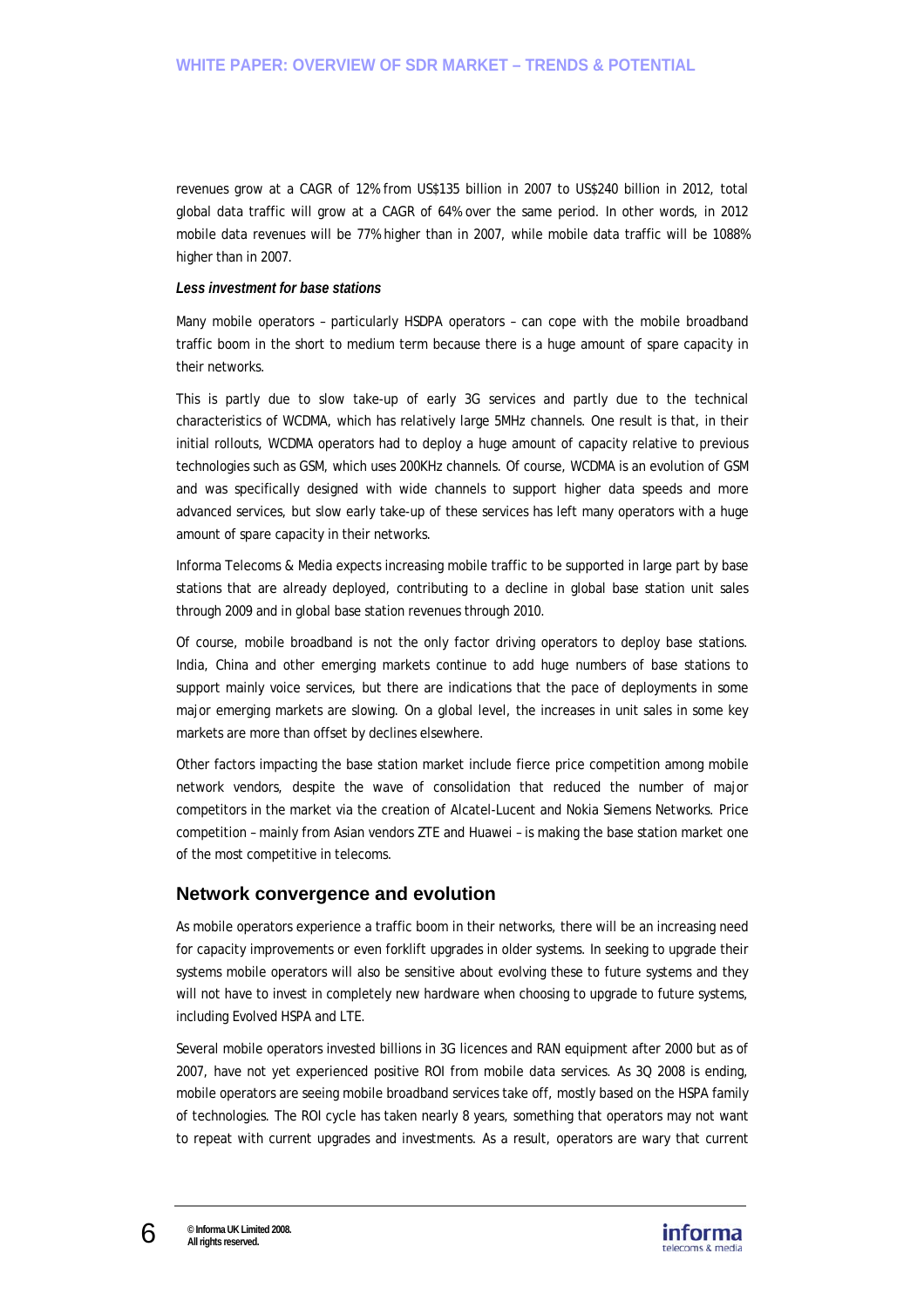revenues grow at a CAGR of 12% from US$135 billion in 2007 to US$240 billion in 2012, total global data traffic will grow at a CAGR of 64% over the same period. In other words, in 2012 mobile data revenues will be 77% higher than in 2007, while mobile data traffic will be 1088% higher than in 2007.

***Less investment for base stations***

Many mobile operators – particularly HSDPA operators – can cope with the mobile broadband traffic boom in the short to medium term because there is a huge amount of spare capacity in their networks.

This is partly due to slow take-up of early 3G services and partly due to the technical characteristics of WCDMA, which has relatively large 5MHz channels. One result is that, in their initial rollouts, WCDMA operators had to deploy a huge amount of capacity relative to previous technologies such as GSM, which uses 200KHz channels. Of course, WCDMA is an evolution of GSM and was specifically designed with wide channels to support higher data speeds and more advanced services, but slow early take-up of these services has left many operators with a huge amount of spare capacity in their networks.

Informa Telecoms & Media expects increasing mobile traffic to be supported in large part by base stations that are already deployed, contributing to a decline in global base station unit sales through 2009 and in global base station revenues through 2010.

Of course, mobile broadband is not the only factor driving operators to deploy base stations. India, China and other emerging markets continue to add huge numbers of base stations to support mainly voice services, but there are indications that the pace of deployments in some major emerging markets are slowing. On a global level, the increases in unit sales in some key markets are more than offset by declines elsewhere.

Other factors impacting the base station market include fierce price competition among mobile network vendors, despite the wave of consolidation that reduced the number of major competitors in the market via the creation of Alcatel-Lucent and Nokia Siemens Networks. Price competition – mainly from Asian vendors ZTE and Huawei – is making the base station market one of the most competitive in telecoms.

## Network convergence and evolution

As mobile operators experience a traffic boom in their networks, there will be an increasing need for capacity improvements or even forklift upgrades in older systems. In seeking to upgrade their systems mobile operators will also be sensitive about evolving these to future systems and they will not have to invest in completely new hardware when choosing to upgrade to future systems, including Evolved HSPA and LTE.

Several mobile operators invested billions in 3G licences and RAN equipment after 2000 but as of 2007, have not yet experienced positive ROI from mobile data services. As 3Q 2008 is ending, mobile operators are seeing mobile broadband services take off, mostly based on the HSPA family of technologies. The ROI cycle has taken nearly 8 years, something that operators may not want to repeat with current upgrades and investments. As a result, operators are wary that current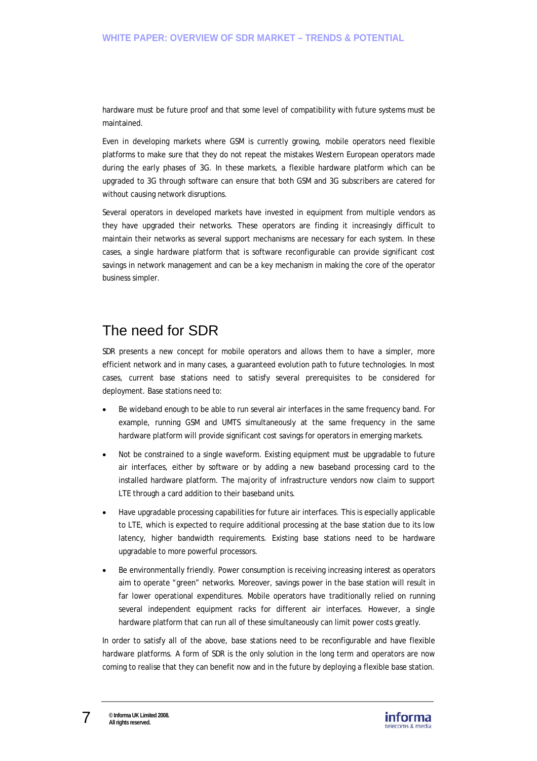hardware must be future proof and that some level of compatibility with future systems must be maintained.

Even in developing markets where GSM is currently growing, mobile operators need flexible platforms to make sure that they do not repeat the mistakes Western European operators made during the early phases of 3G. In these markets, a flexible hardware platform which can be upgraded to 3G through software can ensure that both GSM and 3G subscribers are catered for without causing network disruptions.

Several operators in developed markets have invested in equipment from multiple vendors as they have upgraded their networks. These operators are finding it increasingly difficult to maintain their networks as several support mechanisms are necessary for each system. In these cases, a single hardware platform that is software reconfigurable can provide significant cost savings in network management and can be a key mechanism in making the core of the operator business simpler.

## The need for SDR

SDR presents a new concept for mobile operators and allows them to have a simpler, more efficient network and in many cases, a guaranteed evolution path to future technologies. In most cases, current base stations need to satisfy several prerequisites to be considered for deployment. Base stations need to:

- Be wideband enough to be able to run several air interfaces in the same frequency band. For example, running GSM and UMTS simultaneously at the same frequency in the same hardware platform will provide significant cost savings for operators in emerging markets.
- Not be constrained to a single waveform. Existing equipment must be upgradable to future air interfaces, either by software or by adding a new baseband processing card to the installed hardware platform. The majority of infrastructure vendors now claim to support LTE through a card addition to their baseband units.
- Have upgradable processing capabilities for future air interfaces. This is especially applicable to LTE, which is expected to require additional processing at the base station due to its low latency, higher bandwidth requirements. Existing base stations need to be hardware upgradable to more powerful processors.
- Be environmentally friendly. Power consumption is receiving increasing interest as operators aim to operate "green" networks. Moreover, savings power in the base station will result in far lower operational expenditures. Mobile operators have traditionally relied on running several independent equipment racks for different air interfaces. However, a single hardware platform that can run all of these simultaneously can limit power costs greatly.

In order to satisfy all of the above, base stations need to be reconfigurable and have flexible hardware platforms. A form of SDR is the only solution in the long term and operators are now coming to realise that they can benefit now and in the future by deploying a flexible base station.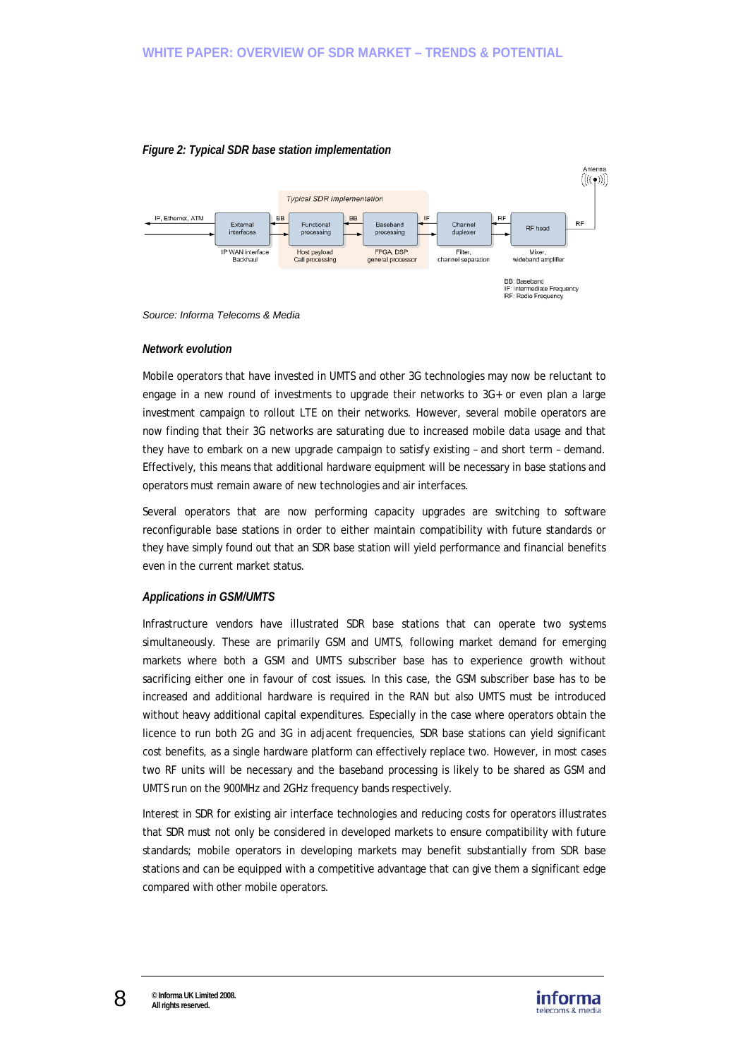*Figure 2: Typical SDR base station implementation*

*Source: Informa Telecoms & Media*

***Network evolution***

Mobile operators that have invested in UMTS and other 3G technologies may now be reluctant to engage in a new round of investments to upgrade their networks to 3G+ or even plan a large investment campaign to rollout LTE on their networks. However, several mobile operators are now finding that their 3G networks are saturating due to increased mobile data usage and that they have to embark on a new upgrade campaign to satisfy existing – and short term – demand. Effectively, this means that additional hardware equipment will be necessary in base stations and operators must remain aware of new technologies and air interfaces.

Several operators that are now performing capacity upgrades are switching to software reconfigurable base stations in order to either maintain compatibility with future standards or they have simply found out that an SDR base station will yield performance and financial benefits even in the current market status.

***Applications in GSM/UMTS***

Infrastructure vendors have illustrated SDR base stations that can operate two systems simultaneously. These are primarily GSM and UMTS, following market demand for emerging markets where both a GSM and UMTS subscriber base has to experience growth without sacrificing either one in favour of cost issues. In this case, the GSM subscriber base has to be increased and additional hardware is required in the RAN but also UMTS must be introduced without heavy additional capital expenditures. Especially in the case where operators obtain the licence to run both 2G and 3G in adjacent frequencies, SDR base stations can yield significant cost benefits, as a single hardware platform can effectively replace two. However, in most cases two RF units will be necessary and the baseband processing is likely to be shared as GSM and UMTS run on the 900MHz and 2GHz frequency bands respectively.

Interest in SDR for existing air interface technologies and reducing costs for operators illustrates that SDR must not only be considered in developed markets to ensure compatibility with future standards; mobile operators in developing markets may benefit substantially from SDR base stations and can be equipped with a competitive advantage that can give them a significant edge compared with other mobile operators.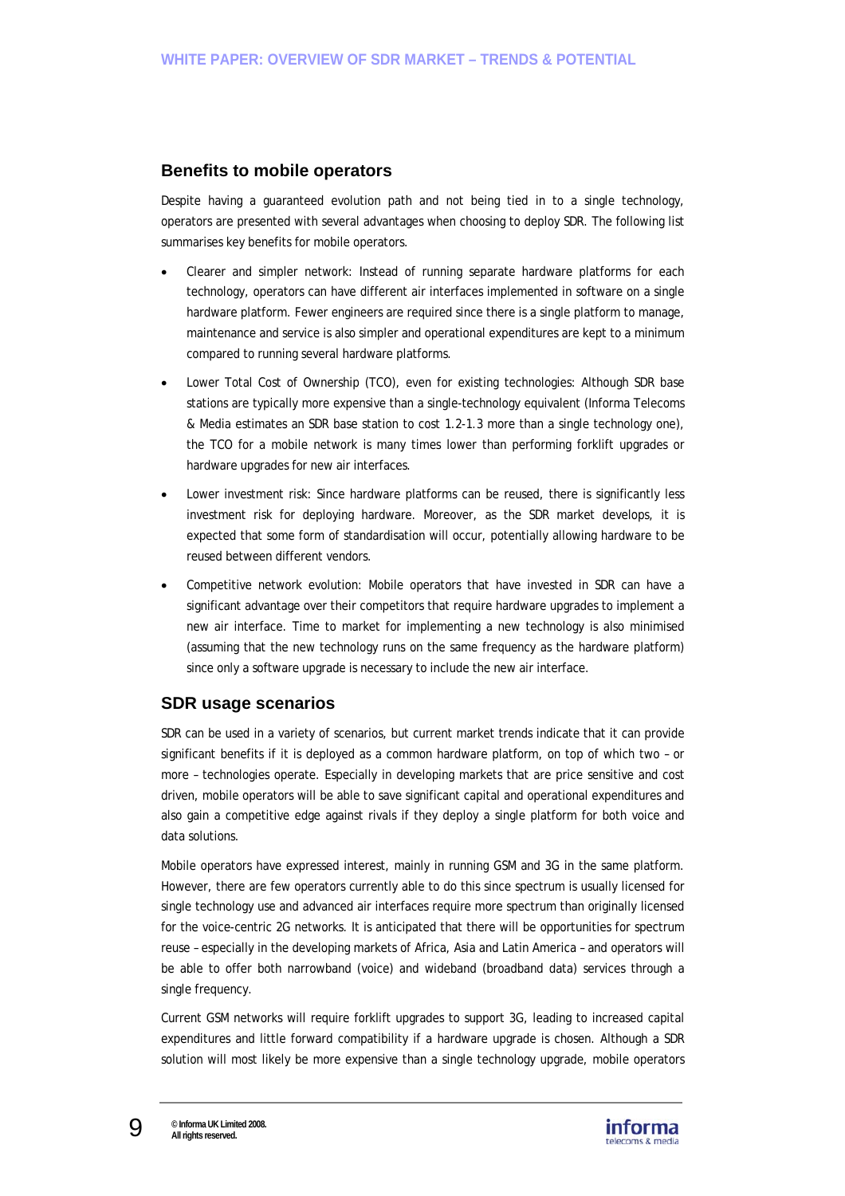## Benefits to mobile operators

Despite having a guaranteed evolution path and not being tied in to a single technology, operators are presented with several advantages when choosing to deploy SDR. The following list summarises key benefits for mobile operators.

- Clearer and simpler network: Instead of running separate hardware platforms for each technology, operators can have different air interfaces implemented in software on a single hardware platform. Fewer engineers are required since there is a single platform to manage, maintenance and service is also simpler and operational expenditures are kept to a minimum compared to running several hardware platforms.
- Lower Total Cost of Ownership (TCO), even for existing technologies: Although SDR base stations are typically more expensive than a single-technology equivalent (Informa Telecoms & Media estimates an SDR base station to cost 1.2-1.3 more than a single technology one), the TCO for a mobile network is many times lower than performing forklift upgrades or hardware upgrades for new air interfaces.
- Lower investment risk: Since hardware platforms can be reused, there is significantly less investment risk for deploying hardware. Moreover, as the SDR market develops, it is expected that some form of standardisation will occur, potentially allowing hardware to be reused between different vendors.
- Competitive network evolution: Mobile operators that have invested in SDR can have a significant advantage over their competitors that require hardware upgrades to implement a new air interface. Time to market for implementing a new technology is also minimised (assuming that the new technology runs on the same frequency as the hardware platform) since only a software upgrade is necessary to include the new air interface.

## SDR usage scenarios

SDR can be used in a variety of scenarios, but current market trends indicate that it can provide significant benefits if it is deployed as a common hardware platform, on top of which two – or more – technologies operate. Especially in developing markets that are price sensitive and cost driven, mobile operators will be able to save significant capital and operational expenditures and also gain a competitive edge against rivals if they deploy a single platform for both voice and data solutions.

Mobile operators have expressed interest, mainly in running GSM and 3G in the same platform. However, there are few operators currently able to do this since spectrum is usually licensed for single technology use and advanced air interfaces require more spectrum than originally licensed for the voice-centric 2G networks. It is anticipated that there will be opportunities for spectrum reuse – especially in the developing markets of Africa, Asia and Latin America – and operators will be able to offer both narrowband (voice) and wideband (broadband data) services through a single frequency.

Current GSM networks will require forklift upgrades to support 3G, leading to increased capital expenditures and little forward compatibility if a hardware upgrade is chosen. Although a SDR solution will most likely be more expensive than a single technology upgrade, mobile operators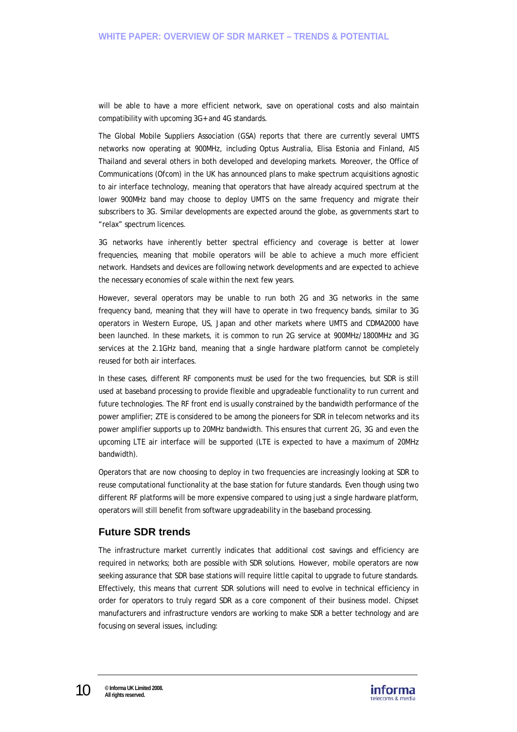will be able to have a more efficient network, save on operational costs and also maintain compatibility with upcoming 3G+ and 4G standards.

The Global Mobile Suppliers Association (GSA) reports that there are currently several UMTS networks now operating at 900MHz, including Optus Australia, Elisa Estonia and Finland, AIS Thailand and several others in both developed and developing markets. Moreover, the Office of Communications (Ofcom) in the UK has announced plans to make spectrum acquisitions agnostic to air interface technology, meaning that operators that have already acquired spectrum at the lower 900MHz band may choose to deploy UMTS on the same frequency and migrate their subscribers to 3G. Similar developments are expected around the globe, as governments start to "relax" spectrum licences.

3G networks have inherently better spectral efficiency and coverage is better at lower frequencies, meaning that mobile operators will be able to achieve a much more efficient network. Handsets and devices are following network developments and are expected to achieve the necessary economies of scale within the next few years.

However, several operators may be unable to run both 2G and 3G networks in the same frequency band, meaning that they will have to operate in two frequency bands, similar to 3G operators in Western Europe, US, Japan and other markets where UMTS and CDMA2000 have been launched. In these markets, it is common to run 2G service at 900MHz/1800MHz and 3G services at the 2.1GHz band, meaning that a single hardware platform cannot be completely reused for both air interfaces.

In these cases, different RF components must be used for the two frequencies, but SDR is still used at baseband processing to provide flexible and upgradeable functionality to run current and future technologies. The RF front end is usually constrained by the bandwidth performance of the power amplifier; ZTE is considered to be among the pioneers for SDR in telecom networks and its power amplifier supports up to 20MHz bandwidth. This ensures that current 2G, 3G and even the upcoming LTE air interface will be supported (LTE is expected to have a maximum of 20MHz bandwidth).

Operators that are now choosing to deploy in two frequencies are increasingly looking at SDR to reuse computational functionality at the base station for future standards. Even though using two different RF platforms will be more expensive compared to using just a single hardware platform, operators will still benefit from software upgradeability in the baseband processing.

## Future SDR trends

The infrastructure market currently indicates that additional cost savings and efficiency are required in networks; both are possible with SDR solutions. However, mobile operators are now seeking assurance that SDR base stations will require little capital to upgrade to future standards. Effectively, this means that current SDR solutions will need to evolve in technical efficiency in order for operators to truly regard SDR as a core component of their business model. Chipset manufacturers and infrastructure vendors are working to make SDR a better technology and are focusing on several issues, including: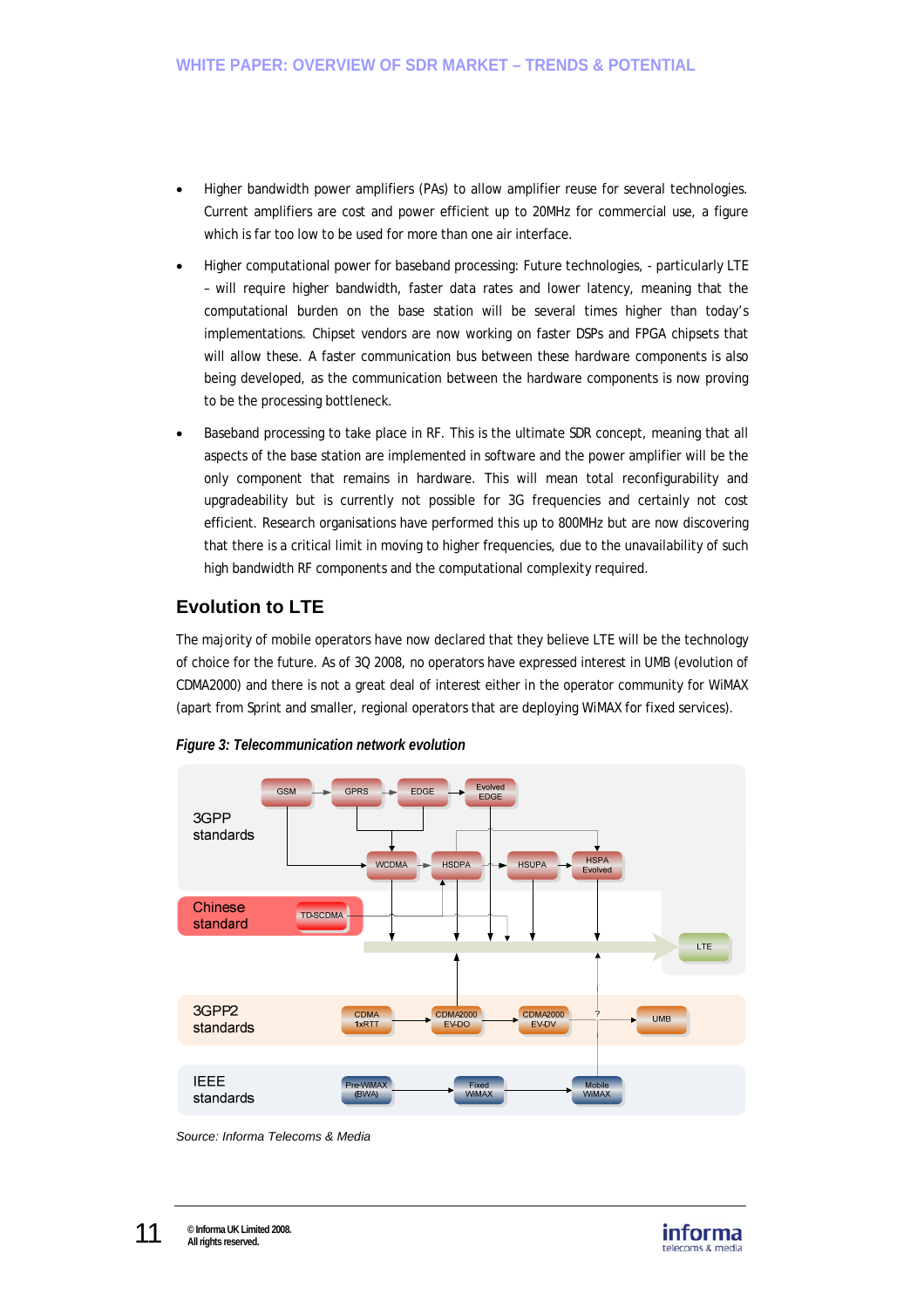- Higher bandwidth power amplifiers (PAs) to allow amplifier reuse for several technologies. Current amplifiers are cost and power efficient up to 20MHz for commercial use, a figure which is far too low to be used for more than one air interface.
- Higher computational power for baseband processing: Future technologies, - particularly LTE – will require higher bandwidth, faster data rates and lower latency, meaning that the computational burden on the base station will be several times higher than today's implementations. Chipset vendors are now working on faster DSPs and FPGA chipsets that will allow these. A faster communication bus between these hardware components is also being developed, as the communication between the hardware components is now proving to be the processing bottleneck.
- Baseband processing to take place in RF. This is the ultimate SDR concept, meaning that all aspects of the base station are implemented in software and the power amplifier will be the only component that remains in hardware. This will mean total reconfigurability and upgradeability but is currently not possible for 3G frequencies and certainly not cost efficient. Research organisations have performed this up to 800MHz but are now discovering that there is a critical limit in moving to higher frequencies, due to the unavailability of such high bandwidth RF components and the computational complexity required.

## Evolution to LTE

The majority of mobile operators have now declared that they believe LTE will be the technology of choice for the future. As of 3Q 2008, no operators have expressed interest in UMB (evolution of CDMA2000) and there is not a great deal of interest either in the operator community for WiMAX (apart from Sprint and smaller, regional operators that are deploying WiMAX for fixed services).

*Figure 3: Telecommunication network evolution*

*Source: Informa Telecoms & Media*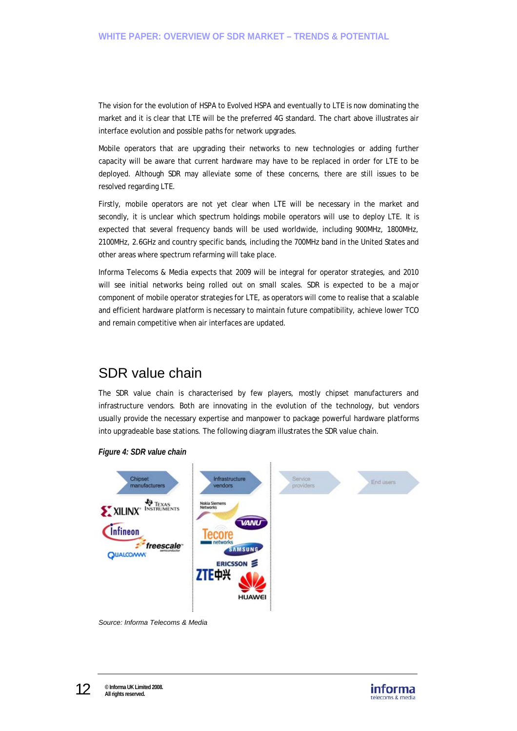The vision for the evolution of HSPA to Evolved HSPA and eventually to LTE is now dominating the market and it is clear that LTE will be the preferred 4G standard. The chart above illustrates air interface evolution and possible paths for network upgrades.

Mobile operators that are upgrading their networks to new technologies or adding further capacity will be aware that current hardware may have to be replaced in order for LTE to be deployed. Although SDR may alleviate some of these concerns, there are still issues to be resolved regarding LTE.

Firstly, mobile operators are not yet clear when LTE will be necessary in the market and secondly, it is unclear which spectrum holdings mobile operators will use to deploy LTE. It is expected that several frequency bands will be used worldwide, including 900MHz, 1800MHz, 2100MHz, 2.6GHz and country specific bands, including the 700MHz band in the United States and other areas where spectrum refarming will take place.

Informa Telecoms & Media expects that 2009 will be integral for operator strategies, and 2010 will see initial networks being rolled out on small scales. SDR is expected to be a major component of mobile operator strategies for LTE, as operators will come to realise that a scalable and efficient hardware platform is necessary to maintain future compatibility, achieve lower TCO and remain competitive when air interfaces are updated.

## SDR value chain

The SDR value chain is characterised by few players, mostly chipset manufacturers and infrastructure vendors. Both are innovating in the evolution of the technology, but vendors usually provide the necessary expertise and manpower to package powerful hardware platforms into upgradeable base stations. The following diagram illustrates the SDR value chain.

***Figure 4: SDR value chain***

| Chipset manufacturers | Infrastructure vendors | Service providers | End users |
|---|---|---|---|
| Xilinx, Texas Instruments, Infineon, Freescale, Qualcomm | Nokia Siemens Networks, VANU, Tecore networks, Samsung, Ericsson, ZTE, Huawei | | |

*Source: Informa Telecoms & Media*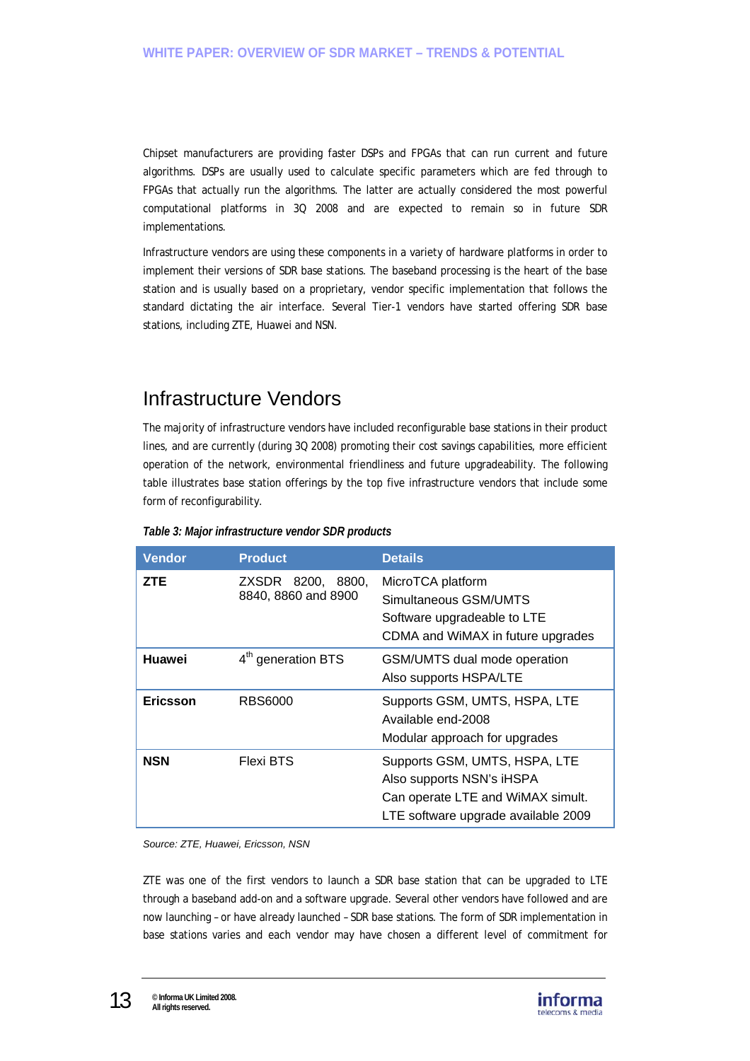Chipset manufacturers are providing faster DSPs and FPGAs that can run current and future algorithms. DSPs are usually used to calculate specific parameters which are fed through to FPGAs that actually run the algorithms. The latter are actually considered the most powerful computational platforms in 3Q 2008 and are expected to remain so in future SDR implementations.

Infrastructure vendors are using these components in a variety of hardware platforms in order to implement their versions of SDR base stations. The baseband processing is the heart of the base station and is usually based on a proprietary, vendor specific implementation that follows the standard dictating the air interface. Several Tier-1 vendors have started offering SDR base stations, including ZTE, Huawei and NSN.

## Infrastructure Vendors

The majority of infrastructure vendors have included reconfigurable base stations in their product lines, and are currently (during 3Q 2008) promoting their cost savings capabilities, more efficient operation of the network, environmental friendliness and future upgradeability. The following table illustrates base station offerings by the top five infrastructure vendors that include some form of reconfigurability.

***Table 3: Major infrastructure vendor SDR products***

| Vendor | Product | Details |
|---|---|---|
| **ZTE** | ZXSDR 8200, 8800, 8840, 8860 and 8900 | MicroTCA platform<br>Simultaneous GSM/UMTS<br>Software upgradeable to LTE<br>CDMA and WiMAX in future upgrades |
| **Huawei** | 4th generation BTS | GSM/UMTS dual mode operation<br>Also supports HSPA/LTE |
| **Ericsson** | RBS6000 | Supports GSM, UMTS, HSPA, LTE<br>Available end-2008<br>Modular approach for upgrades |
| **NSN** | Flexi BTS | Supports GSM, UMTS, HSPA, LTE<br>Also supports NSN's iHSPA<br>Can operate LTE and WiMAX simult.<br>LTE software upgrade available 2009 |

*Source: ZTE, Huawei, Ericsson, NSN*

ZTE was one of the first vendors to launch a SDR base station that can be upgraded to LTE through a baseband add-on and a software upgrade. Several other vendors have followed and are now launching – or have already launched – SDR base stations. The form of SDR implementation in base stations varies and each vendor may have chosen a different level of commitment for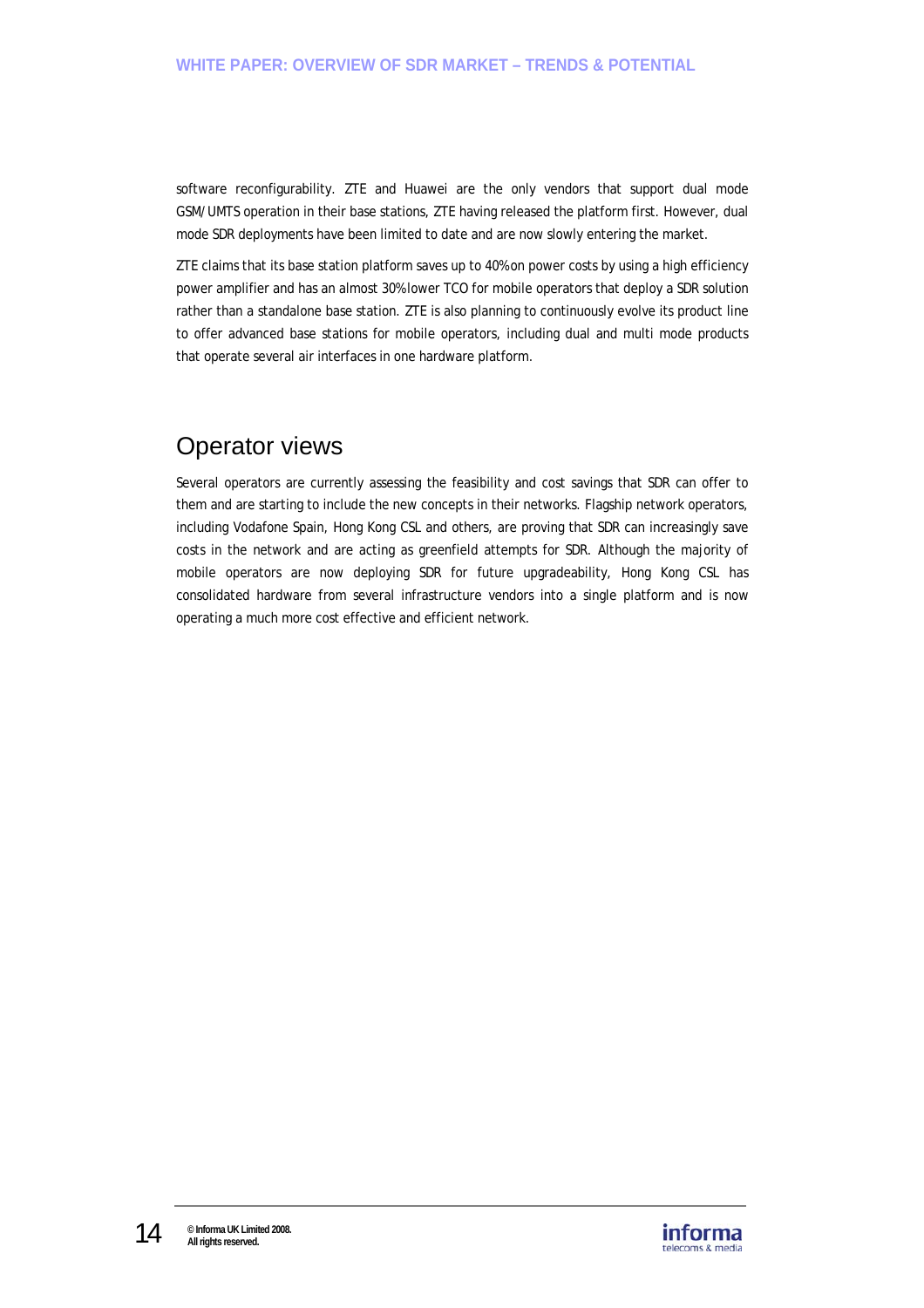software reconfigurability. ZTE and Huawei are the only vendors that support dual mode GSM/UMTS operation in their base stations, ZTE having released the platform first. However, dual mode SDR deployments have been limited to date and are now slowly entering the market.

ZTE claims that its base station platform saves up to 40% on power costs by using a high efficiency power amplifier and has an almost 30% lower TCO for mobile operators that deploy a SDR solution rather than a standalone base station. ZTE is also planning to continuously evolve its product line to offer advanced base stations for mobile operators, including dual and multi mode products that operate several air interfaces in one hardware platform.

## Operator views

Several operators are currently assessing the feasibility and cost savings that SDR can offer to them and are starting to include the new concepts in their networks. Flagship network operators, including Vodafone Spain, Hong Kong CSL and others, are proving that SDR can increasingly save costs in the network and are acting as greenfield attempts for SDR. Although the majority of mobile operators are now deploying SDR for future upgradeability, Hong Kong CSL has consolidated hardware from several infrastructure vendors into a single platform and is now operating a much more cost effective and efficient network.